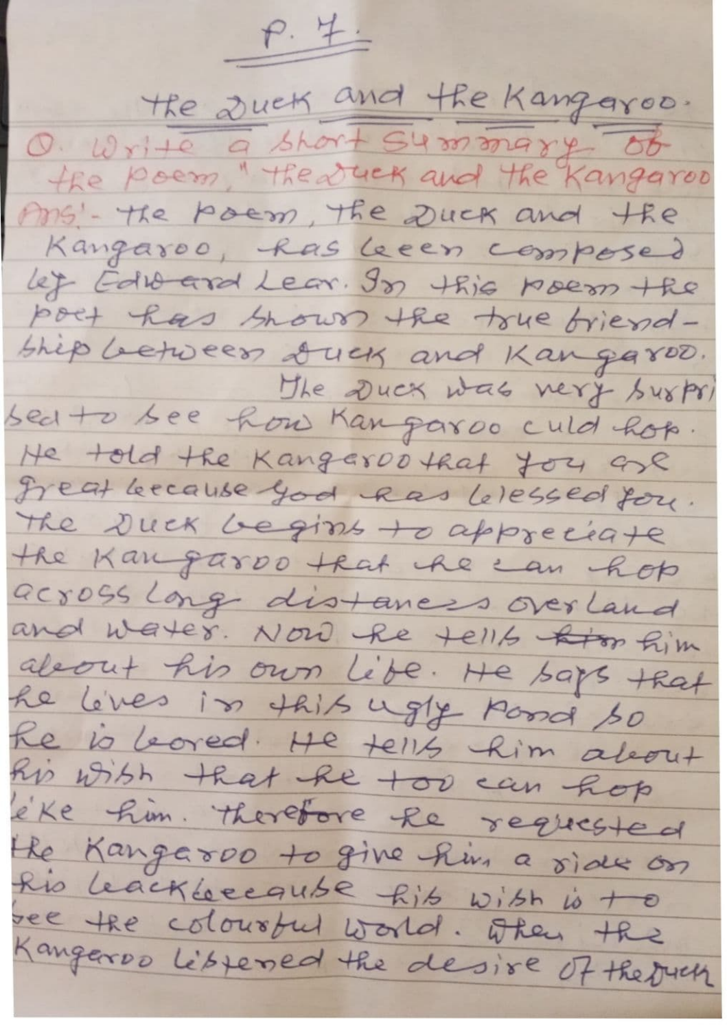# P. 7.

## The Duck and the Kangaroo.

**Q.** Write a short summary of the poem, "The Duck and the Kangaroo"

**Ans:-** The poem, The Duck and the Kangaroo, has been composed by Edward Lear. In this poem the poet has shown the true friendship between Duck and Kangaroo.

The Duck was very surprised to see how Kangaroo culd hop. He told the Kangaroo that you are great because God has blessed you. The Duck begins to appreciate the Kangaroo that he can hop across long distances over land and water. Now he tells ~~him~~ him about his own life. He says that he lives in this ugly pond so he is bored. He tells him about his wish that he too can hop like him. Therefore he requested the Kangaroo to give him a ride on his back because his wish is to see the colourful world. When the Kangaroo listened the desire of the Duck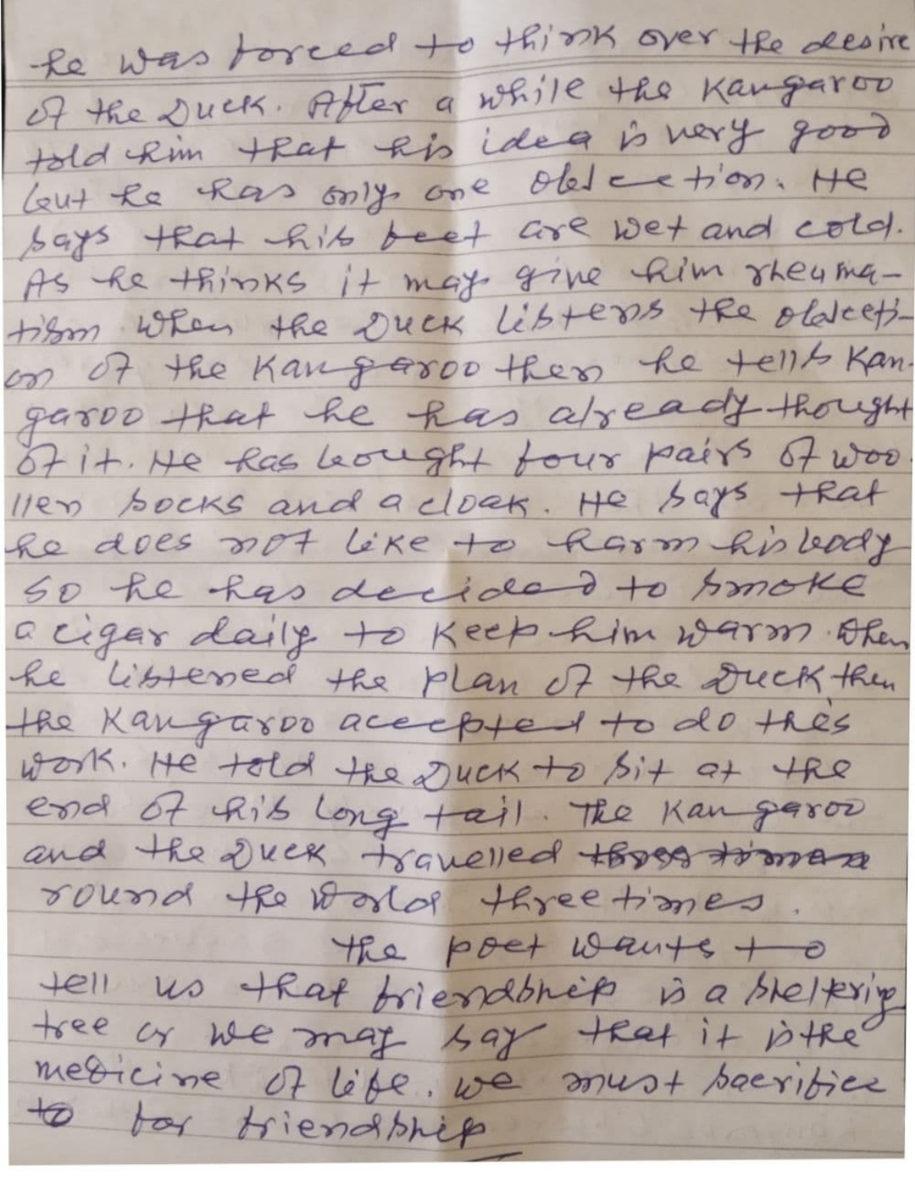he was forced to think over the desire of the Duck. After a while the Kangaroo told him that his idea is very good but he has only one objection. He says that his feet are wet and cold. As he thinks it may give him rheumatism. When the Duck listens the objection of the Kangaroo then he tells Kangaroo that he has already thought of it. He has bought four pairs of woollen socks and a cloak. He says that he does not like to harm his body so he has decided to smoke a cigar daily to keep him warm. When he listened the plan of the Duck then the Kangaroo accepted to do this work. He told the Duck to sit at the end of his long tail. The Kangaroo and the Duck travelled ~~three times~~ round the world three times.

The poet wants to tell us that friendship is a sheltering tree or we may say that it is the medicine of life. We must sacrifice to for friendship